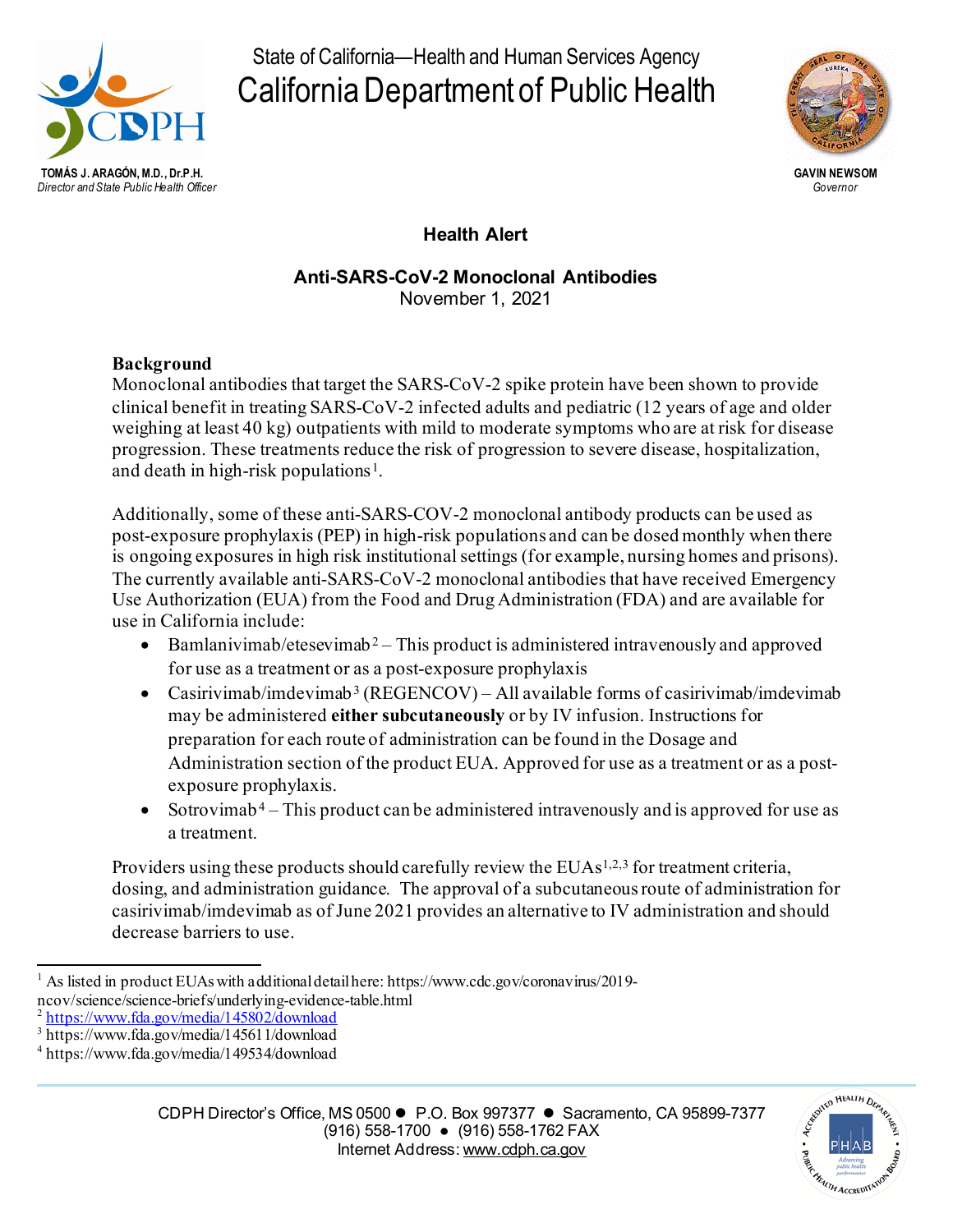State of California—Health and Human Services Agency

California Department of Public Health

**TOMÁS J. ARAGÓN, M.D., Dr.P.H.**
*Director and State Public Health Officer*

**GAVIN NEWSOM**
*Governor*

## Health Alert

### Anti-SARS-CoV-2 Monoclonal Antibodies

November 1, 2021

**Background**

Monoclonal antibodies that target the SARS-CoV-2 spike protein have been shown to provide clinical benefit in treating SARS-CoV-2 infected adults and pediatric (12 years of age and older weighing at least 40 kg) outpatients with mild to moderate symptoms who are at risk for disease progression. These treatments reduce the risk of progression to severe disease, hospitalization, and death in high-risk populations[1].

Additionally, some of these anti-SARS-COV-2 monoclonal antibody products can be used as post-exposure prophylaxis (PEP) in high-risk populations and can be dosed monthly when there is ongoing exposures in high risk institutional settings (for example, nursing homes and prisons). The currently available anti-SARS-CoV-2 monoclonal antibodies that have received Emergency Use Authorization (EUA) from the Food and Drug Administration (FDA) and are available for use in California include:

- Bamlanivimab/etesevimab[2] – This product is administered intravenously and approved for use as a treatment or as a post-exposure prophylaxis
- Casirivimab/imdevimab[3] (REGENCOV) – All available forms of casirivimab/imdevimab may be administered **either subcutaneously** or by IV infusion. Instructions for preparation for each route of administration can be found in the Dosage and Administration section of the product EUA. Approved for use as a treatment or as a post-exposure prophylaxis.
- Sotrovimab[4] – This product can be administered intravenously and is approved for use as a treatment.

Providers using these products should carefully review the EUAs[1,2,3] for treatment criteria, dosing, and administration guidance. The approval of a subcutaneous route of administration for casirivimab/imdevimab as of June 2021 provides an alternative to IV administration and should decrease barriers to use.

---

[1] As listed in product EUAs with additional detail here: https://www.cdc.gov/coronavirus/2019-ncov/science/science-briefs/underlying-evidence-table.html

[2] https://www.fda.gov/media/145802/download

[3] https://www.fda.gov/media/145611/download

[4] https://www.fda.gov/media/149534/download

CDPH Director's Office, MS 0500 ● P.O. Box 997377 ● Sacramento, CA 95899-7377
(916) 558-1700 ● (916) 558-1762 FAX
Internet Address: www.cdph.ca.gov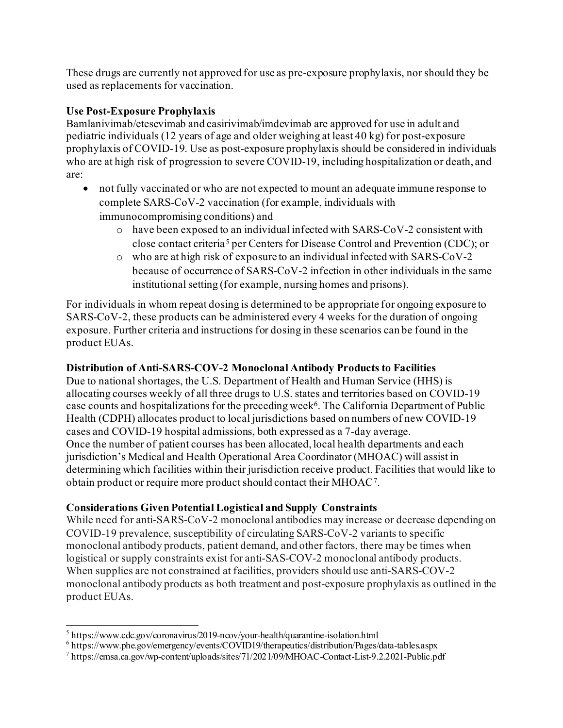These drugs are currently not approved for use as pre-exposure prophylaxis, nor should they be used as replacements for vaccination.

**Use Post-Exposure Prophylaxis**

Bamlanivimab/etesevimab and casirivimab/imdevimab are approved for use in adult and pediatric individuals (12 years of age and older weighing at least 40 kg) for post-exposure prophylaxis of COVID-19. Use as post-exposure prophylaxis should be considered in individuals who are at high risk of progression to severe COVID-19, including hospitalization or death, and are:

- not fully vaccinated or who are not expected to mount an adequate immune response to complete SARS-CoV-2 vaccination (for example, individuals with immunocompromising conditions) and
    - have been exposed to an individual infected with SARS-CoV-2 consistent with close contact criteria[5] per Centers for Disease Control and Prevention (CDC); or
    - who are at high risk of exposure to an individual infected with SARS-CoV-2 because of occurrence of SARS-CoV-2 infection in other individuals in the same institutional setting (for example, nursing homes and prisons).

For individuals in whom repeat dosing is determined to be appropriate for ongoing exposure to SARS-CoV-2, these products can be administered every 4 weeks for the duration of ongoing exposure. Further criteria and instructions for dosing in these scenarios can be found in the product EUAs.

**Distribution of Anti-SARS-COV-2 Monoclonal Antibody Products to Facilities**

Due to national shortages, the U.S. Department of Health and Human Service (HHS) is allocating courses weekly of all three drugs to U.S. states and territories based on COVID-19 case counts and hospitalizations for the preceding week[6]. The California Department of Public Health (CDPH) allocates product to local jurisdictions based on numbers of new COVID-19 cases and COVID-19 hospital admissions, both expressed as a 7-day average.
Once the number of patient courses has been allocated, local health departments and each jurisdiction's Medical and Health Operational Area Coordinator (MHOAC) will assist in determining which facilities within their jurisdiction receive product. Facilities that would like to obtain product or require more product should contact their MHOAC[7].

**Considerations Given Potential Logistical and Supply Constraints**

While need for anti-SARS-CoV-2 monoclonal antibodies may increase or decrease depending on COVID-19 prevalence, susceptibility of circulating SARS-CoV-2 variants to specific monoclonal antibody products, patient demand, and other factors, there may be times when logistical or supply constraints exist for anti-SAS-COV-2 monoclonal antibody products. When supplies are not constrained at facilities, providers should use anti-SARS-COV-2 monoclonal antibody products as both treatment and post-exposure prophylaxis as outlined in the product EUAs.

---

[5] https://www.cdc.gov/coronavirus/2019-ncov/your-health/quarantine-isolation.html

[6] https://www.phe.gov/emergency/events/COVID19/therapeutics/distribution/Pages/data-tables.aspx

[7] https://emsa.ca.gov/wp-content/uploads/sites/71/2021/09/MHOAC-Contact-List-9.2.2021-Public.pdf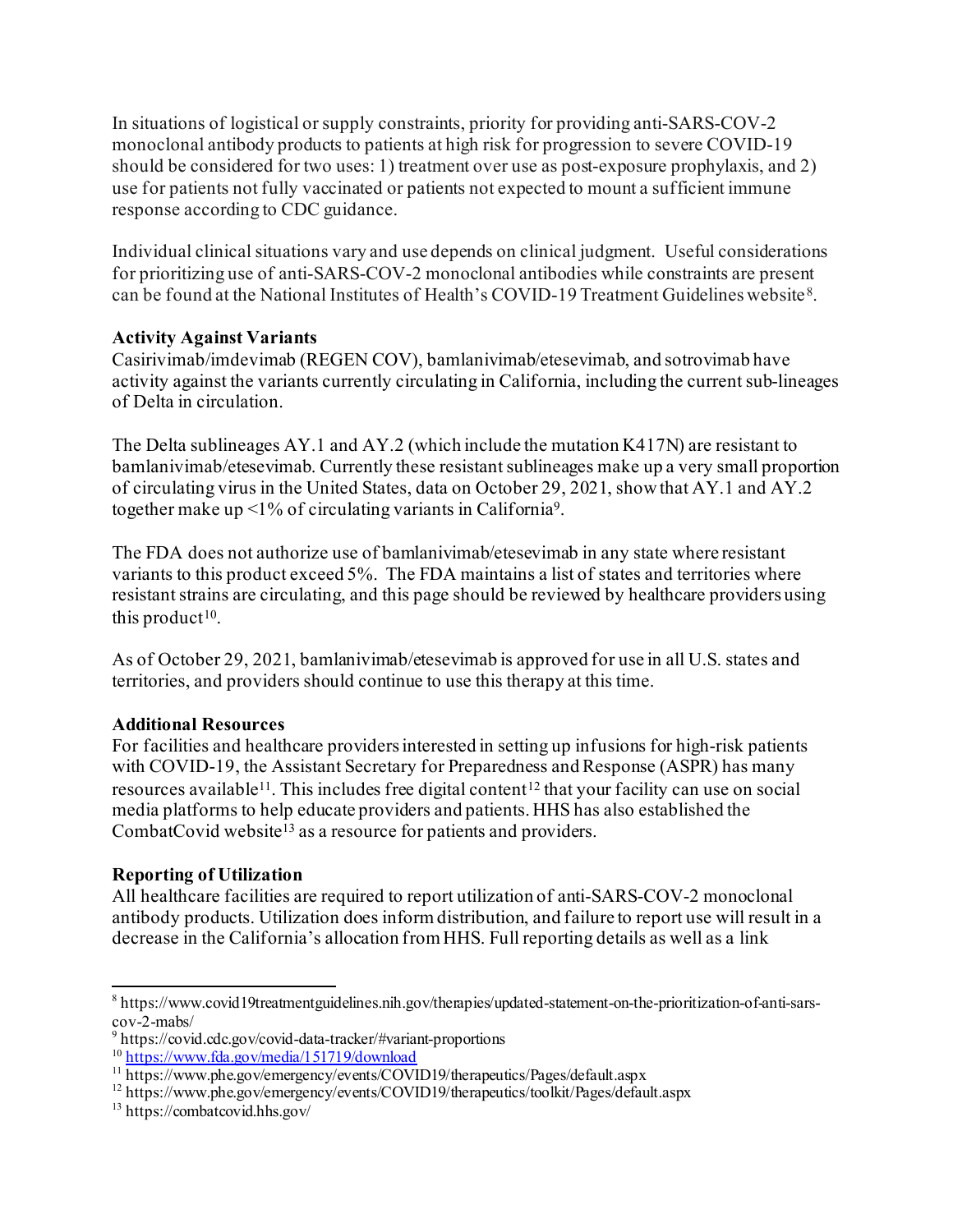In situations of logistical or supply constraints, priority for providing anti-SARS-COV-2 monoclonal antibody products to patients at high risk for progression to severe COVID-19 should be considered for two uses: 1) treatment over use as post-exposure prophylaxis, and 2) use for patients not fully vaccinated or patients not expected to mount a sufficient immune response according to CDC guidance.

Individual clinical situations vary and use depends on clinical judgment. Useful considerations for prioritizing use of anti-SARS-COV-2 monoclonal antibodies while constraints are present can be found at the National Institutes of Health's COVID-19 Treatment Guidelines website[8].

**Activity Against Variants**

Casirivimab/imdevimab (REGEN COV), bamlanivimab/etesevimab, and sotrovimab have activity against the variants currently circulating in California, including the current sub-lineages of Delta in circulation.

The Delta sublineages AY.1 and AY.2 (which include the mutation K417N) are resistant to bamlanivimab/etesevimab. Currently these resistant sublineages make up a very small proportion of circulating virus in the United States, data on October 29, 2021, show that AY.1 and AY.2 together make up <1% of circulating variants in California[9].

The FDA does not authorize use of bamlanivimab/etesevimab in any state where resistant variants to this product exceed 5%. The FDA maintains a list of states and territories where resistant strains are circulating, and this page should be reviewed by healthcare providers using this product[10].

As of October 29, 2021, bamlanivimab/etesevimab is approved for use in all U.S. states and territories, and providers should continue to use this therapy at this time.

**Additional Resources**

For facilities and healthcare providers interested in setting up infusions for high-risk patients with COVID-19, the Assistant Secretary for Preparedness and Response (ASPR) has many resources available[11]. This includes free digital content[12] that your facility can use on social media platforms to help educate providers and patients. HHS has also established the CombatCovid website[13] as a resource for patients and providers.

**Reporting of Utilization**

All healthcare facilities are required to report utilization of anti-SARS-COV-2 monoclonal antibody products. Utilization does inform distribution, and failure to report use will result in a decrease in the California's allocation from HHS. Full reporting details as well as a link

---

[8] https://www.covid19treatmentguidelines.nih.gov/therapies/updated-statement-on-the-prioritization-of-anti-sars-cov-2-mabs/

[9] https://covid.cdc.gov/covid-data-tracker/#variant-proportions

[10] https://www.fda.gov/media/151719/download

[11] https://www.phe.gov/emergency/events/COVID19/therapeutics/Pages/default.aspx

[12] https://www.phe.gov/emergency/events/COVID19/therapeutics/toolkit/Pages/default.aspx

[13] https://combatcovid.hhs.gov/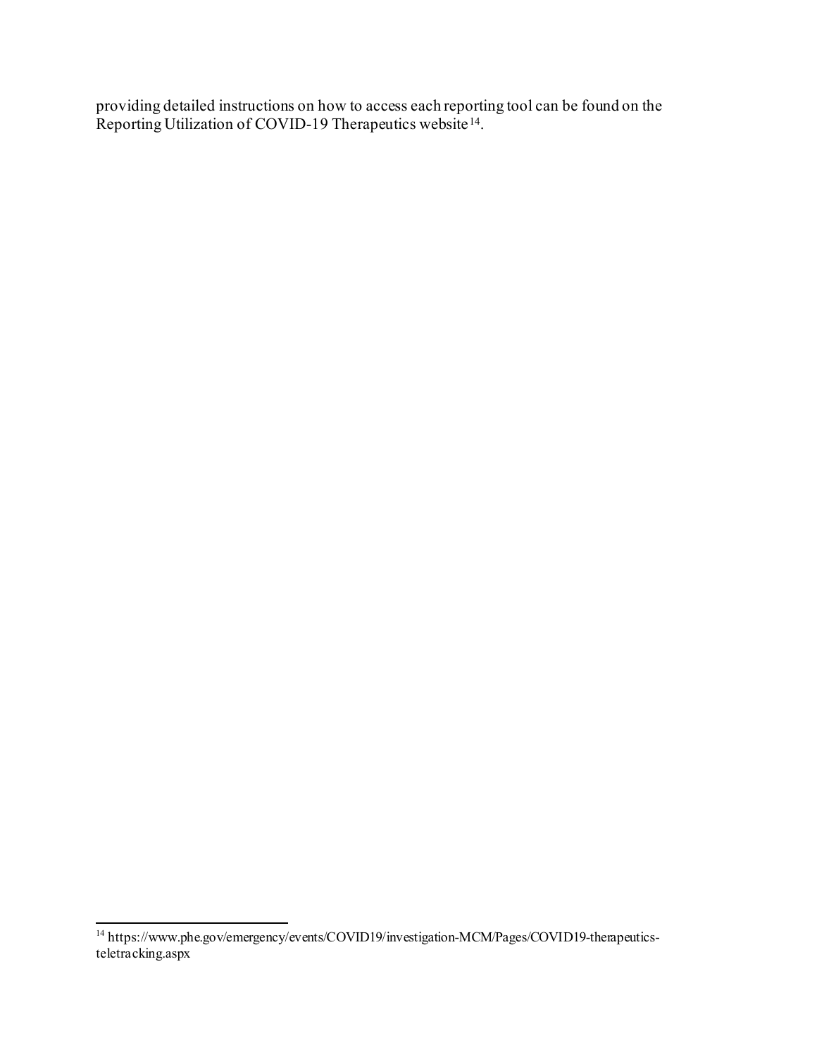providing detailed instructions on how to access each reporting tool can be found on the Reporting Utilization of COVID-19 Therapeutics website[14].

[14] https://www.phe.gov/emergency/events/COVID19/investigation-MCM/Pages/COVID19-therapeutics-teletracking.aspx